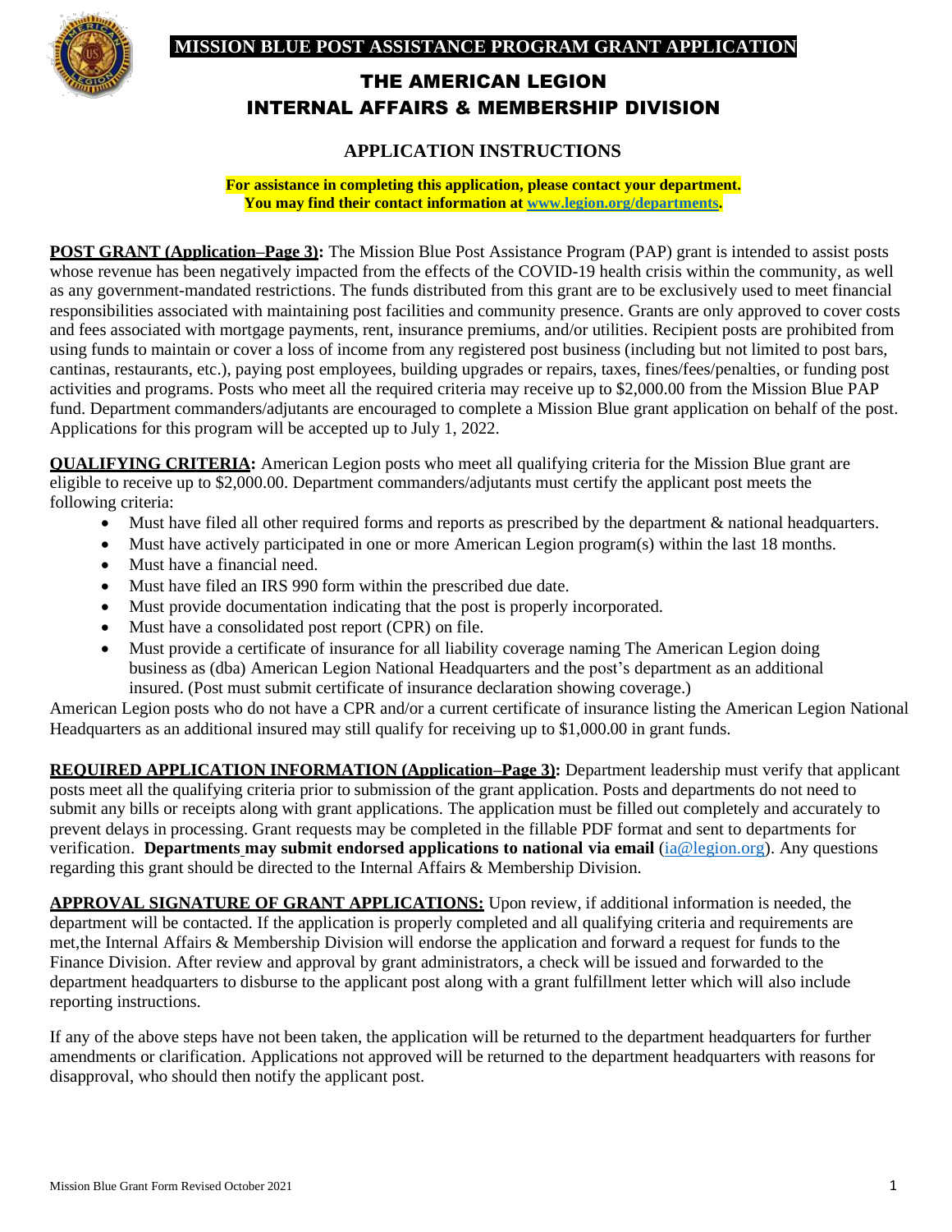# MISSION BLUE POST ASSISTANCE PROGRAM GRANT APPLICATION

## THE AMERICAN LEGION
## INTERNAL AFFAIRS & MEMBERSHIP DIVISION

### APPLICATION INSTRUCTIONS

**For assistance in completing this application, please contact your department.**
**You may find their contact information at www.legion.org/departments.**

**POST GRANT (Application–Page 3):** The Mission Blue Post Assistance Program (PAP) grant is intended to assist posts whose revenue has been negatively impacted from the effects of the COVID-19 health crisis within the community, as well as any government-mandated restrictions. The funds distributed from this grant are to be exclusively used to meet financial responsibilities associated with maintaining post facilities and community presence. Grants are only approved to cover costs and fees associated with mortgage payments, rent, insurance premiums, and/or utilities. Recipient posts are prohibited from using funds to maintain or cover a loss of income from any registered post business (including but not limited to post bars, cantinas, restaurants, etc.), paying post employees, building upgrades or repairs, taxes, fines/fees/penalties, or funding post activities and programs. Posts who meet all the required criteria may receive up to $2,000.00 from the Mission Blue PAP fund. Department commanders/adjutants are encouraged to complete a Mission Blue grant application on behalf of the post. Applications for this program will be accepted up to July 1, 2022.

**QUALIFYING CRITERIA:** American Legion posts who meet all qualifying criteria for the Mission Blue grant are eligible to receive up to $2,000.00. Department commanders/adjutants must certify the applicant post meets the following criteria:

- Must have filed all other required forms and reports as prescribed by the department & national headquarters.
- Must have actively participated in one or more American Legion program(s) within the last 18 months.
- Must have a financial need.
- Must have filed an IRS 990 form within the prescribed due date.
- Must provide documentation indicating that the post is properly incorporated.
- Must have a consolidated post report (CPR) on file.
- Must provide a certificate of insurance for all liability coverage naming The American Legion doing business as (dba) American Legion National Headquarters and the post's department as an additional insured. (Post must submit certificate of insurance declaration showing coverage.)

American Legion posts who do not have a CPR and/or a current certificate of insurance listing the American Legion National Headquarters as an additional insured may still qualify for receiving up to $1,000.00 in grant funds.

**REQUIRED APPLICATION INFORMATION (Application–Page 3):** Department leadership must verify that applicant posts meet all the qualifying criteria prior to submission of the grant application. Posts and departments do not need to submit any bills or receipts along with grant applications. The application must be filled out completely and accurately to prevent delays in processing. Grant requests may be completed in the fillable PDF format and sent to departments for verification. **Departments may submit endorsed applications to national via email** (ia@legion.org). Any questions regarding this grant should be directed to the Internal Affairs & Membership Division.

**APPROVAL SIGNATURE OF GRANT APPLICATIONS:** Upon review, if additional information is needed, the department will be contacted. If the application is properly completed and all qualifying criteria and requirements are met,the Internal Affairs & Membership Division will endorse the application and forward a request for funds to the Finance Division. After review and approval by grant administrators, a check will be issued and forwarded to the department headquarters to disburse to the applicant post along with a grant fulfillment letter which will also include reporting instructions.

If any of the above steps have not been taken, the application will be returned to the department headquarters for further amendments or clarification. Applications not approved will be returned to the department headquarters with reasons for disapproval, who should then notify the applicant post.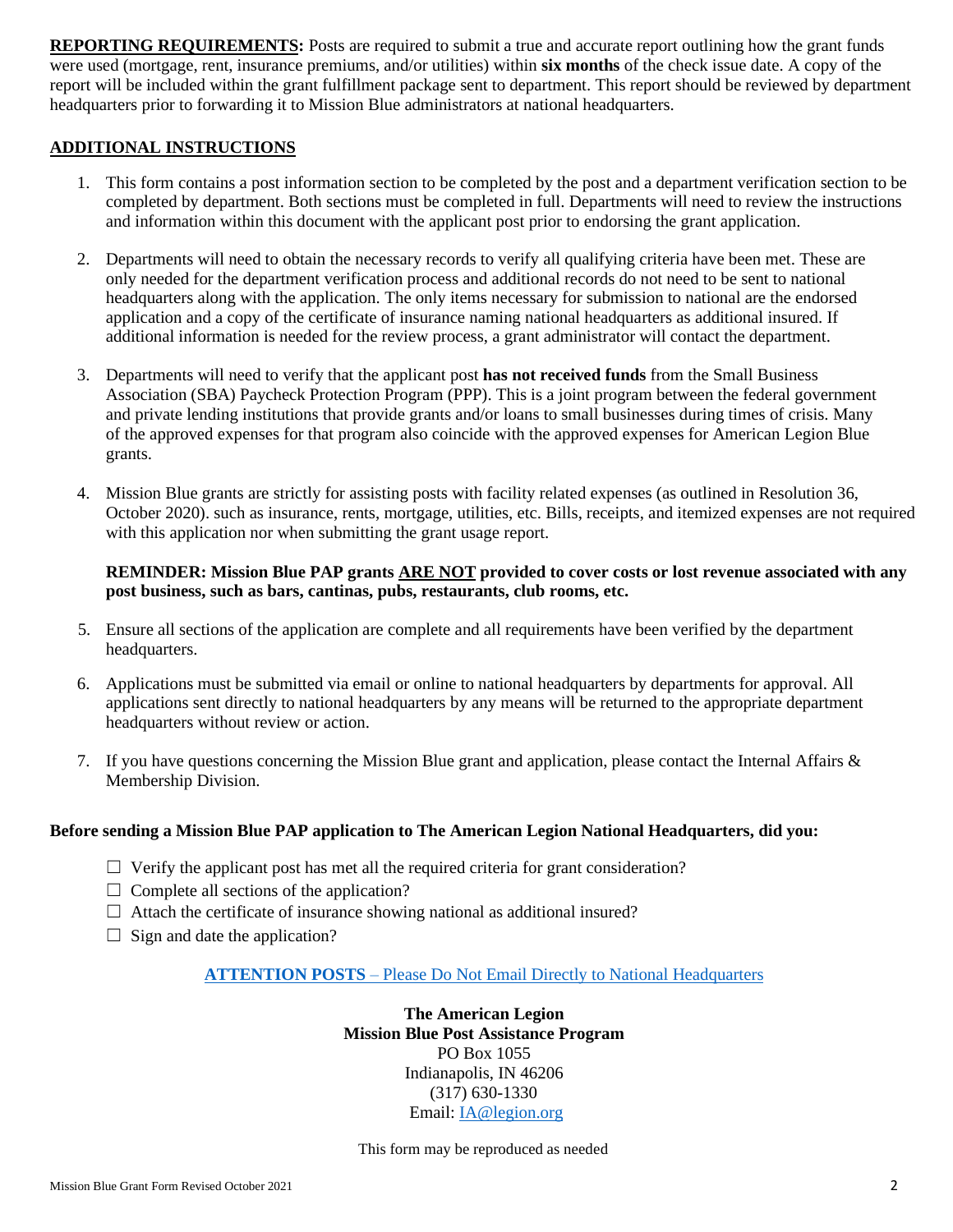**REPORTING REQUIREMENTS:** Posts are required to submit a true and accurate report outlining how the grant funds were used (mortgage, rent, insurance premiums, and/or utilities) within **six months** of the check issue date. A copy of the report will be included within the grant fulfillment package sent to department. This report should be reviewed by department headquarters prior to forwarding it to Mission Blue administrators at national headquarters.

## ADDITIONAL INSTRUCTIONS

1. This form contains a post information section to be completed by the post and a department verification section to be completed by department. Both sections must be completed in full. Departments will need to review the instructions and information within this document with the applicant post prior to endorsing the grant application.

2. Departments will need to obtain the necessary records to verify all qualifying criteria have been met. These are only needed for the department verification process and additional records do not need to be sent to national headquarters along with the application. The only items necessary for submission to national are the endorsed application and a copy of the certificate of insurance naming national headquarters as additional insured. If additional information is needed for the review process, a grant administrator will contact the department.

3. Departments will need to verify that the applicant post **has not received funds** from the Small Business Association (SBA) Paycheck Protection Program (PPP). This is a joint program between the federal government and private lending institutions that provide grants and/or loans to small businesses during times of crisis. Many of the approved expenses for that program also coincide with the approved expenses for American Legion Blue grants.

4. Mission Blue grants are strictly for assisting posts with facility related expenses (as outlined in Resolution 36, October 2020). such as insurance, rents, mortgage, utilities, etc. Bills, receipts, and itemized expenses are not required with this application nor when submitting the grant usage report.

   **REMINDER: Mission Blue PAP grants ARE NOT provided to cover costs or lost revenue associated with any post business, such as bars, cantinas, pubs, restaurants, club rooms, etc.**

5. Ensure all sections of the application are complete and all requirements have been verified by the department headquarters.

6. Applications must be submitted via email or online to national headquarters by departments for approval. All applications sent directly to national headquarters by any means will be returned to the appropriate department headquarters without review or action.

7. If you have questions concerning the Mission Blue grant and application, please contact the Internal Affairs & Membership Division.

**Before sending a Mission Blue PAP application to The American Legion National Headquarters, did you:**

- ☐ Verify the applicant post has met all the required criteria for grant consideration?
- ☐ Complete all sections of the application?
- ☐ Attach the certificate of insurance showing national as additional insured?
- ☐ Sign and date the application?

**ATTENTION POSTS** – Please Do Not Email Directly to National Headquarters

**The American Legion**
**Mission Blue Post Assistance Program**
PO Box 1055
Indianapolis, IN 46206
(317) 630-1330
Email: IA@legion.org

This form may be reproduced as needed

Mission Blue Grant Form Revised October 2021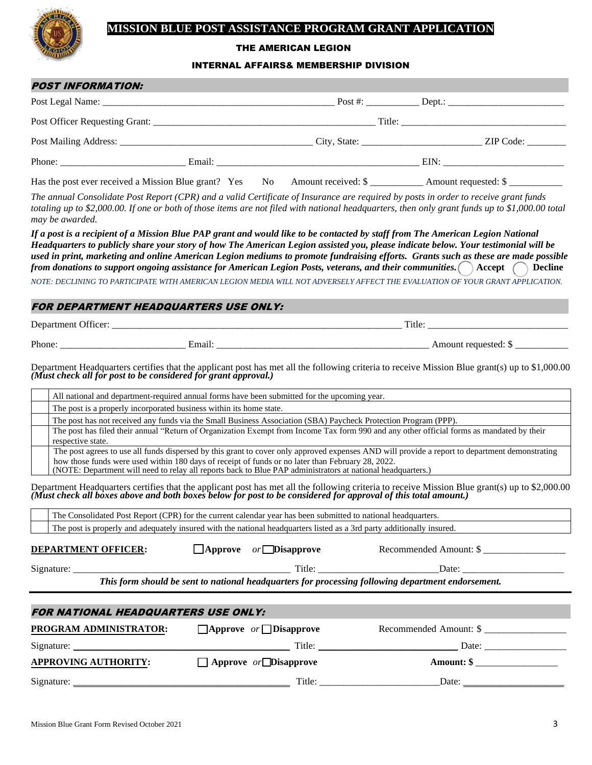# MISSION BLUE POST ASSISTANCE PROGRAM GRANT APPLICATION

**THE AMERICAN LEGION**

**INTERNAL AFFAIRS& MEMBERSHIP DIVISION**

## POST INFORMATION:

Post Legal Name: _______________________________________________ Post #: __________ Dept.: _______________________

Post Officer Requesting Grant: _____________________________________________ Title: _________________________________

Post Mailing Address: _______________________________________ City, State: ________________________ ZIP Code: ________

Phone: ________________________ Email: _________________________________________ EIN: ________________________

Has the post ever received a Mission Blue grant? Yes No Amount received: $ __________ Amount requested: $ __________

*The annual Consolidate Post Report (CPR) and a valid Certificate of Insurance are required by posts in order to receive grant funds totaling up to $2,000.00. If one or both of those items are not filed with national headquarters, then only grant funds up to $1,000.00 total may be awarded.*

***If a post is a recipient of a Mission Blue PAP grant and would like to be contacted by staff from The American Legion National Headquarters to publicly share your story of how The American Legion assisted you, please indicate below. Your testimonial will be used in print, marketing and online American Legion mediums to promote fundraising efforts. Grants such as these are made possible from donations to support ongoing assistance for American Legion Posts, veterans, and their communities.*** ◯ **Accept** ◯ **Decline**

*NOTE: DECLINING TO PARTICIPATE WITH AMERICAN LEGION MEDIA WILL NOT ADVERSELY AFFECT THE EVALUATION OF YOUR GRANT APPLICATION.*

## FOR DEPARTMENT HEADQUARTERS USE ONLY:

Department Officer: ____________________________________________________________ Title: ____________________________

Phone: ________________________ Email: ____________________________________________ Amount requested: $ __________

Department Headquarters certifies that the applicant post has met all the following criteria to receive Mission Blue grant(s) up to $1,000.00 ***(Must check all for post to be considered for grant approval.)***

| | |
|---|---|
| | All national and department-required annual forms have been submitted for the upcoming year. |
| | The post is a properly incorporated business within its home state. |
| | The post has not received any funds via the Small Business Association (SBA) Paycheck Protection Program (PPP). |
| | The post has filed their annual "Return of Organization Exempt from Income Tax form 990 and any other official forms as mandated by their respective state. |
| | The post agrees to use all funds dispersed by this grant to cover only approved expenses AND will provide a report to department demonstrating how those funds were used within 180 days of receipt of funds or no later than February 28, 2022. (NOTE: Department will need to relay all reports back to Blue PAP administrators at national headquarters.) |

Department Headquarters certifies that the applicant post has met all the following criteria to receive Mission Blue grant(s) up to $2,000.00 ***(Must check all boxes above and both boxes below for post to be considered for approval of this total amount.)***

| | |
|---|---|
| | The Consolidated Post Report (CPR) for the current calendar year has been submitted to national headquarters. |
| | The post is properly and adequately insured with the national headquarters listed as a 3rd party additionally insured. |

**DEPARTMENT OFFICER:** ☐ **Approve** *or* ☐ **Disapprove** Recommended Amount: $ ________________

Signature: ___________________________________________ Title: _______________________ Date: ____________________

***This form should be sent to national headquarters for processing following department endorsement.***

## FOR NATIONAL HEADQUARTERS USE ONLY:

**PROGRAM ADMINISTRATOR:** ☐ **Approve** *or* ☐ **Disapprove** Recommended Amount: $ ________________

Signature: ___________________________________________ Title: __________________________ Date: ________________

**APPROVING AUTHORITY:** ☐ **Approve** *or* ☐ **Disapprove** **Amount: $** ________________

Signature: ___________________________________________ Title: _______________________ Date: ____________________

Mission Blue Grant Form Revised October 2021